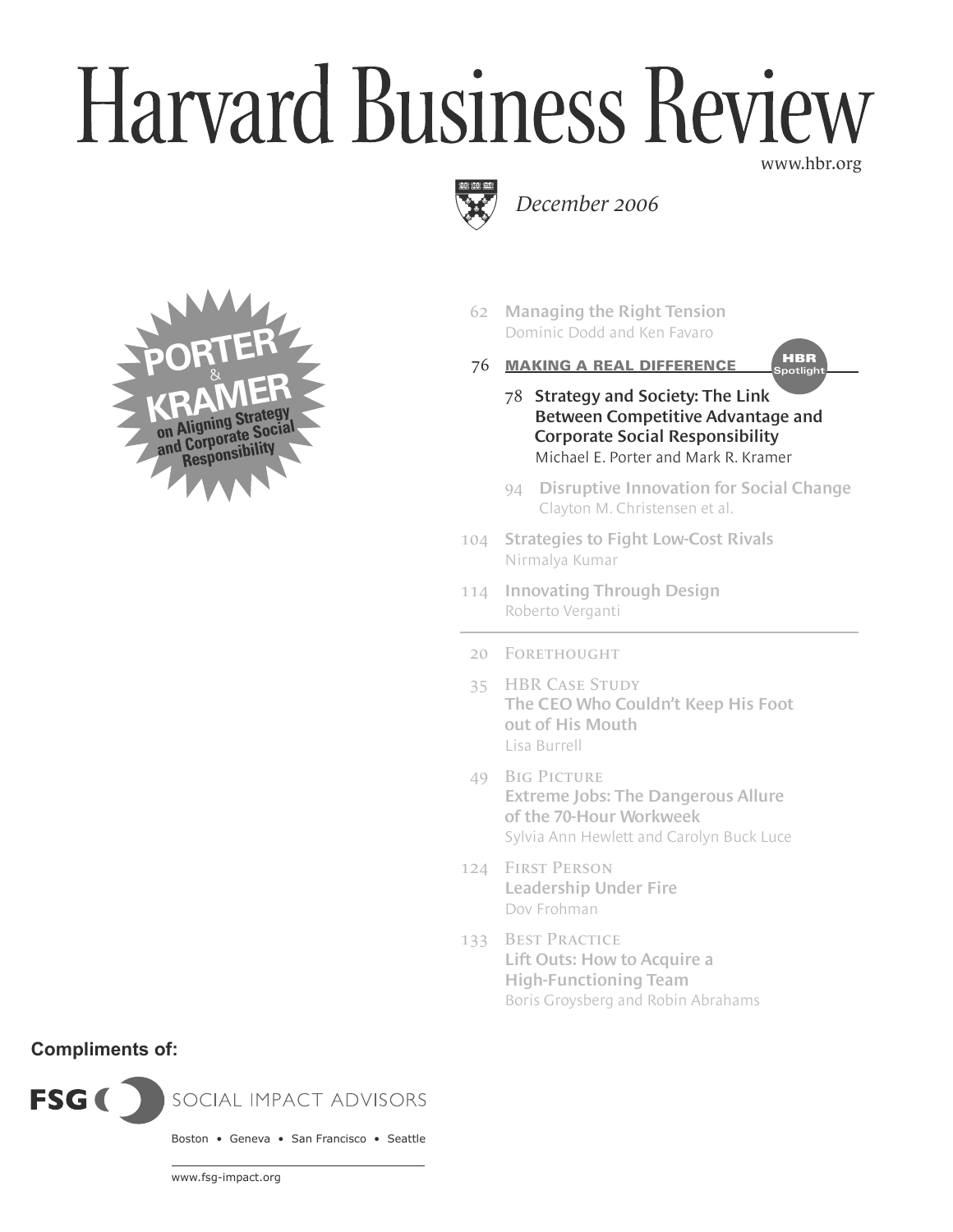# Harvard Business Review

www.hbr.org

*December 2006*

**PORTER & KRAMER on Aligning Strategy and Corporate Social Responsibility**

62 **Managing the Right Tension**
Dominic Dodd and Ken Favaro

76 **MAKING A REAL DIFFERENCE** — HBR Spotlight

78 **Strategy and Society: The Link Between Competitive Advantage and Corporate Social Responsibility**
Michael E. Porter and Mark R. Kramer

94 **Disruptive Innovation for Social Change**
Clayton M. Christensen et al.

104 **Strategies to Fight Low-Cost Rivals**
Nirmalya Kumar

114 **Innovating Through Design**
Roberto Verganti

---

20 Forethought

35 HBR Case Study
**The CEO Who Couldn't Keep His Foot out of His Mouth**
Lisa Burrell

49 Big Picture
**Extreme Jobs: The Dangerous Allure of the 70-Hour Workweek**
Sylvia Ann Hewlett and Carolyn Buck Luce

124 First Person
**Leadership Under Fire**
Dov Frohman

133 Best Practice
**Lift Outs: How to Acquire a High-Functioning Team**
Boris Groysberg and Robin Abrahams

**Compliments of:**

FSG SOCIAL IMPACT ADVISORS

Boston • Geneva • San Francisco • Seattle

www.fsg-impact.org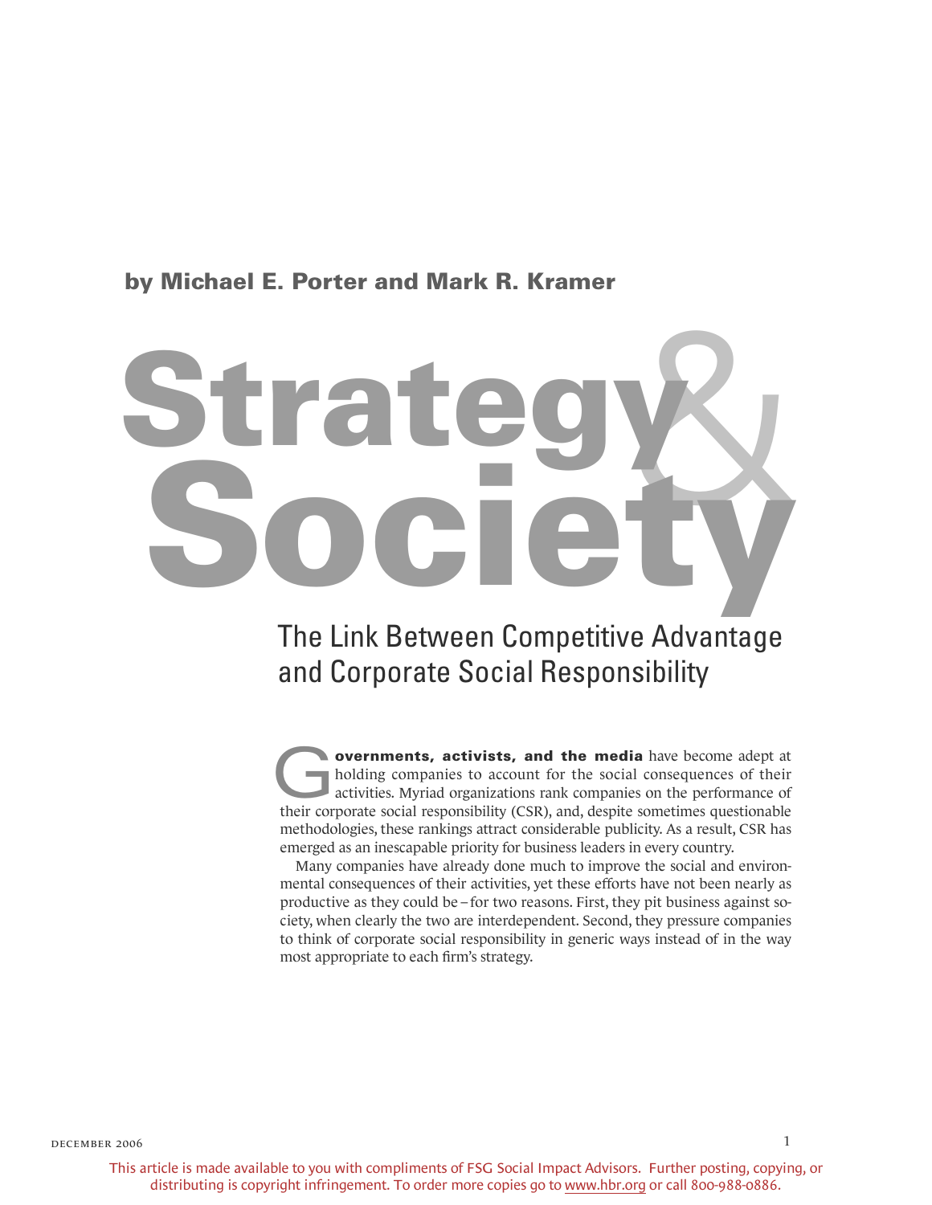by Michael E. Porter and Mark R. Kramer

# Strategy & Society

## The Link Between Competitive Advantage and Corporate Social Responsibility

**Governments, activists, and the media** have become adept at holding companies to account for the social consequences of their activities. Myriad organizations rank companies on the performance of their corporate social responsibility (CSR), and, despite sometimes questionable methodologies, these rankings attract considerable publicity. As a result, CSR has emerged as an inescapable priority for business leaders in every country.

Many companies have already done much to improve the social and environmental consequences of their activities, yet these efforts have not been nearly as productive as they could be – for two reasons. First, they pit business against society, when clearly the two are interdependent. Second, they pressure companies to think of corporate social responsibility in generic ways instead of in the way most appropriate to each firm's strategy.

This article is made available to you with compliments of FSG Social Impact Advisors. Further posting, copying, or distributing is copyright infringement. To order more copies go to www.hbr.org or call 800-988-0886.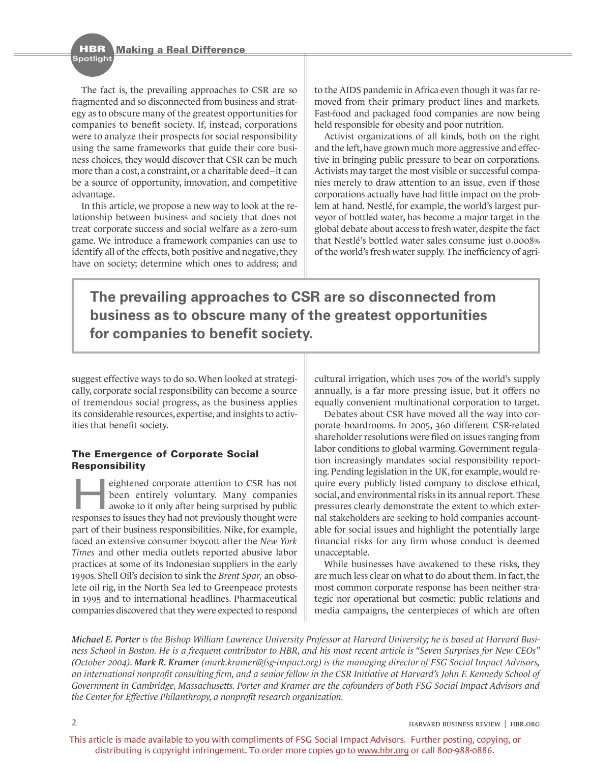The fact is, the prevailing approaches to CSR are so fragmented and so disconnected from business and strategy as to obscure many of the greatest opportunities for companies to benefit society. If, instead, corporations were to analyze their prospects for social responsibility using the same frameworks that guide their core business choices, they would discover that CSR can be much more than a cost, a constraint, or a charitable deed–it can be a source of opportunity, innovation, and competitive advantage.

In this article, we propose a new way to look at the relationship between business and society that does not treat corporate success and social welfare as a zero-sum game. We introduce a framework companies can use to identify all of the effects, both positive and negative, they have on society; determine which ones to address; and suggest effective ways to do so. When looked at strategically, corporate social responsibility can become a source of tremendous social progress, as the business applies its considerable resources, expertise, and insights to activities that benefit society.

**The prevailing approaches to CSR are so disconnected from business as to obscure many of the greatest opportunities for companies to benefit society.**

### The Emergence of Corporate Social Responsibility

Heightened corporate attention to CSR has not been entirely voluntary. Many companies awoke to it only after being surprised by public responses to issues they had not previously thought were part of their business responsibilities. Nike, for example, faced an extensive consumer boycott after the *New York Times* and other media outlets reported abusive labor practices at some of its Indonesian suppliers in the early 1990s. Shell Oil's decision to sink the *Brent Spar,* an obsolete oil rig, in the North Sea led to Greenpeace protests in 1995 and to international headlines. Pharmaceutical companies discovered that they were expected to respond to the AIDS pandemic in Africa even though it was far removed from their primary product lines and markets. Fast-food and packaged food companies are now being held responsible for obesity and poor nutrition.

Activist organizations of all kinds, both on the right and the left, have grown much more aggressive and effective in bringing public pressure to bear on corporations. Activists may target the most visible or successful companies merely to draw attention to an issue, even if those corporations actually have had little impact on the problem at hand. Nestlé, for example, the world's largest purveyor of bottled water, has become a major target in the global debate about access to fresh water, despite the fact that Nestlé's bottled water sales consume just 0.0008% of the world's fresh water supply. The inefficiency of agricultural irrigation, which uses 70% of the world's supply annually, is a far more pressing issue, but it offers no equally convenient multinational corporation to target.

Debates about CSR have moved all the way into corporate boardrooms. In 2005, 360 different CSR-related shareholder resolutions were filed on issues ranging from labor conditions to global warming. Government regulation increasingly mandates social responsibility reporting. Pending legislation in the UK, for example, would require every publicly listed company to disclose ethical, social, and environmental risks in its annual report. These pressures clearly demonstrate the extent to which external stakeholders are seeking to hold companies accountable for social issues and highlight the potentially large financial risks for any firm whose conduct is deemed unacceptable.

While businesses have awakened to these risks, they are much less clear on what to do about them. In fact, the most common corporate response has been neither strategic nor operational but cosmetic: public relations and media campaigns, the centerpieces of which are often

*Michael E. Porter is the Bishop William Lawrence University Professor at Harvard University; he is based at Harvard Business School in Boston. He is a frequent contributor to HBR, and his most recent article is "Seven Surprises for New CEOs" (October 2004). Mark R. Kramer (mark.kramer@fsg-impact.org) is the managing director of FSG Social Impact Advisors, an international nonprofit consulting firm, and a senior fellow in the CSR Initiative at Harvard's John F. Kennedy School of Government in Cambridge, Massachusetts. Porter and Kramer are the cofounders of both FSG Social Impact Advisors and the Center for Effective Philanthropy, a nonprofit research organization.*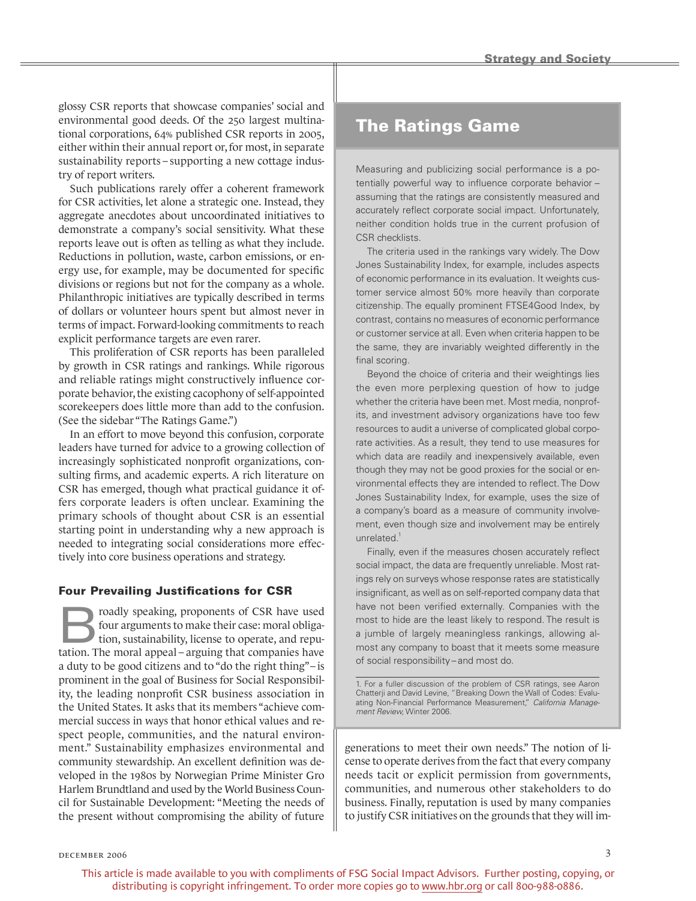glossy CSR reports that showcase companies' social and environmental good deeds. Of the 250 largest multinational corporations, 64% published CSR reports in 2005, either within their annual report or, for most, in separate sustainability reports – supporting a new cottage industry of report writers.

Such publications rarely offer a coherent framework for CSR activities, let alone a strategic one. Instead, they aggregate anecdotes about uncoordinated initiatives to demonstrate a company's social sensitivity. What these reports leave out is often as telling as what they include. Reductions in pollution, waste, carbon emissions, or energy use, for example, may be documented for specific divisions or regions but not for the company as a whole. Philanthropic initiatives are typically described in terms of dollars or volunteer hours spent but almost never in terms of impact. Forward-looking commitments to reach explicit performance targets are even rarer.

This proliferation of CSR reports has been paralleled by growth in CSR ratings and rankings. While rigorous and reliable ratings might constructively influence corporate behavior, the existing cacophony of self-appointed scorekeepers does little more than add to the confusion. (See the sidebar "The Ratings Game.")

In an effort to move beyond this confusion, corporate leaders have turned for advice to a growing collection of increasingly sophisticated nonprofit organizations, consulting firms, and academic experts. A rich literature on CSR has emerged, though what practical guidance it offers corporate leaders is often unclear. Examining the primary schools of thought about CSR is an essential starting point in understanding why a new approach is needed to integrating social considerations more effectively into core business operations and strategy.

## The Ratings Game

Measuring and publicizing social performance is a potentially powerful way to influence corporate behavior – assuming that the ratings are consistently measured and accurately reflect corporate social impact. Unfortunately, neither condition holds true in the current profusion of CSR checklists.

The criteria used in the rankings vary widely. The Dow Jones Sustainability Index, for example, includes aspects of economic performance in its evaluation. It weights customer service almost 50% more heavily than corporate citizenship. The equally prominent FTSE4Good Index, by contrast, contains no measures of economic performance or customer service at all. Even when criteria happen to be the same, they are invariably weighted differently in the final scoring.

Beyond the choice of criteria and their weightings lies the even more perplexing question of how to judge whether the criteria have been met. Most media, nonprofits, and investment advisory organizations have too few resources to audit a universe of complicated global corporate activities. As a result, they tend to use measures for which data are readily and inexpensively available, even though they may not be good proxies for the social or environmental effects they are intended to reflect. The Dow Jones Sustainability Index, for example, uses the size of a company's board as a measure of community involvement, even though size and involvement may be entirely unrelated.[1]

Finally, even if the measures chosen accurately reflect social impact, the data are frequently unreliable. Most ratings rely on surveys whose response rates are statistically insignificant, as well as on self-reported company data that have not been verified externally. Companies with the most to hide are the least likely to respond. The result is a jumble of largely meaningless rankings, allowing almost any company to boast that it meets some measure of social responsibility – and most do.

1. For a fuller discussion of the problem of CSR ratings, see Aaron Chatterji and David Levine, "Breaking Down the Wall of Codes: Evaluating Non-Financial Performance Measurement," *California Management Review,* Winter 2006.

### Four Prevailing Justifications for CSR

Broadly speaking, proponents of CSR have used four arguments to make their case: moral obligation, sustainability, license to operate, and reputation. The moral appeal – arguing that companies have a duty to be good citizens and to "do the right thing" – is prominent in the goal of Business for Social Responsibility, the leading nonprofit CSR business association in the United States. It asks that its members "achieve commercial success in ways that honor ethical values and respect people, communities, and the natural environment." Sustainability emphasizes environmental and community stewardship. An excellent definition was developed in the 1980s by Norwegian Prime Minister Gro Harlem Brundtland and used by the World Business Council for Sustainable Development: "Meeting the needs of the present without compromising the ability of future generations to meet their own needs." The notion of license to operate derives from the fact that every company needs tacit or explicit permission from governments, communities, and numerous other stakeholders to do business. Finally, reputation is used by many companies to justify CSR initiatives on the grounds that they will im-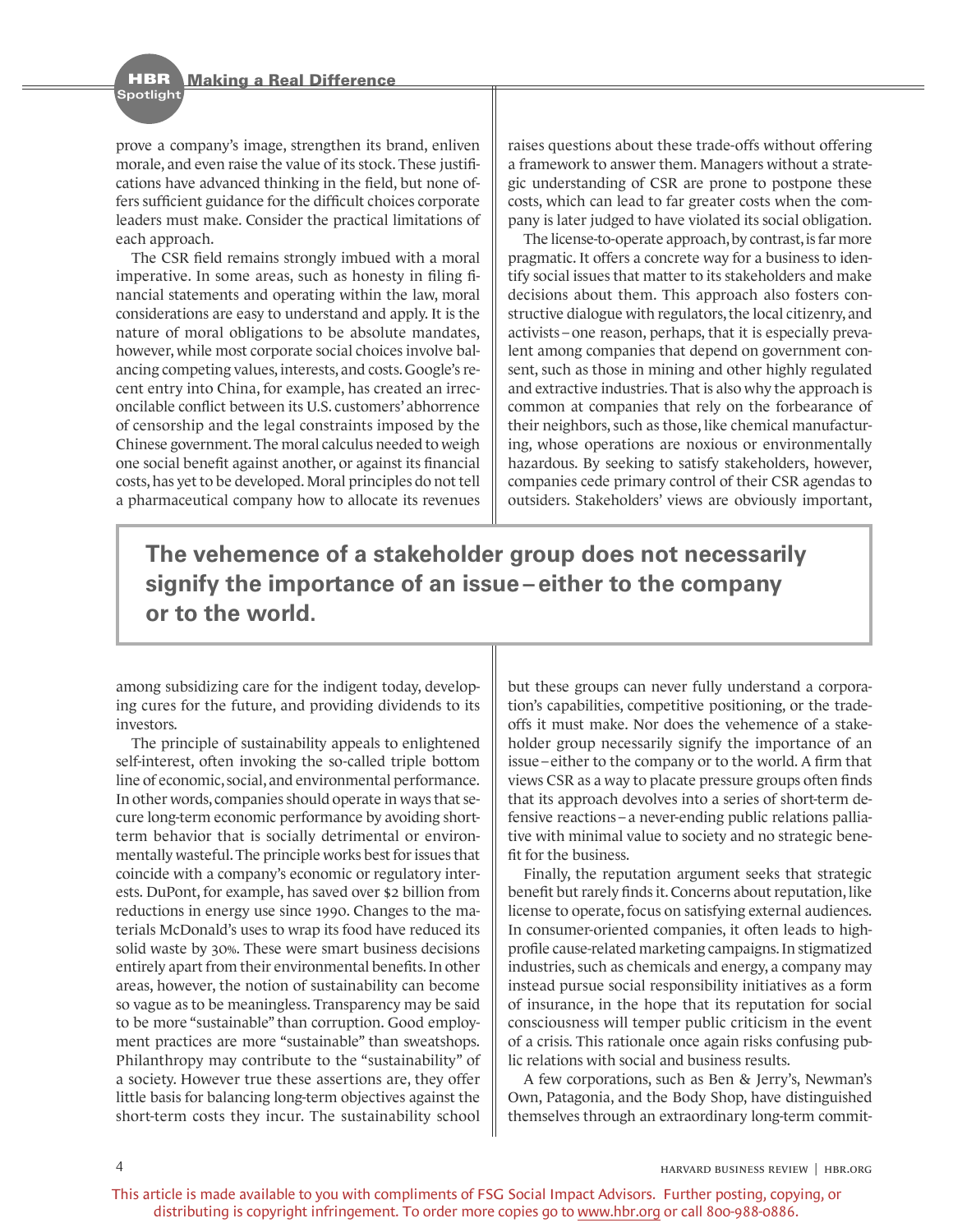prove a company's image, strengthen its brand, enliven morale, and even raise the value of its stock. These justifications have advanced thinking in the field, but none offers sufficient guidance for the difficult choices corporate leaders must make. Consider the practical limitations of each approach.

The CSR field remains strongly imbued with a moral imperative. In some areas, such as honesty in filing financial statements and operating within the law, moral considerations are easy to understand and apply. It is the nature of moral obligations to be absolute mandates, however, while most corporate social choices involve balancing competing values, interests, and costs. Google's recent entry into China, for example, has created an irreconcilable conflict between its U.S. customers' abhorrence of censorship and the legal constraints imposed by the Chinese government. The moral calculus needed to weigh one social benefit against another, or against its financial costs, has yet to be developed. Moral principles do not tell a pharmaceutical company how to allocate its revenues among subsidizing care for the indigent today, developing cures for the future, and providing dividends to its investors.

The principle of sustainability appeals to enlightened self-interest, often invoking the so-called triple bottom line of economic, social, and environmental performance. In other words, companies should operate in ways that secure long-term economic performance by avoiding short-term behavior that is socially detrimental or environmentally wasteful. The principle works best for issues that coincide with a company's economic or regulatory interests. DuPont, for example, has saved over $2 billion from reductions in energy use since 1990. Changes to the materials McDonald's uses to wrap its food have reduced its solid waste by 30%. These were smart business decisions entirely apart from their environmental benefits. In other areas, however, the notion of sustainability can become so vague as to be meaningless. Transparency may be said to be more "sustainable" than corruption. Good employment practices are more "sustainable" than sweatshops. Philanthropy may contribute to the "sustainability" of a society. However true these assertions are, they offer little basis for balancing long-term objectives against the short-term costs they incur. The sustainability school raises questions about these trade-offs without offering a framework to answer them. Managers without a strategic understanding of CSR are prone to postpone these costs, which can lead to far greater costs when the company is later judged to have violated its social obligation.

The license-to-operate approach, by contrast, is far more pragmatic. It offers a concrete way for a business to identify social issues that matter to its stakeholders and make decisions about them. This approach also fosters constructive dialogue with regulators, the local citizenry, and activists – one reason, perhaps, that it is especially prevalent among companies that depend on government consent, such as those in mining and other highly regulated and extractive industries. That is also why the approach is common at companies that rely on the forbearance of their neighbors, such as those, like chemical manufacturing, whose operations are noxious or environmentally hazardous. By seeking to satisfy stakeholders, however, companies cede primary control of their CSR agendas to outsiders. Stakeholders' views are obviously important, but these groups can never fully understand a corporation's capabilities, competitive positioning, or the trade-offs it must make. Nor does the vehemence of a stakeholder group necessarily signify the importance of an issue – either to the company or to the world. A firm that views CSR as a way to placate pressure groups often finds that its approach devolves into a series of short-term defensive reactions – a never-ending public relations palliative with minimal value to society and no strategic benefit for the business.

**The vehemence of a stakeholder group does not necessarily signify the importance of an issue – either to the company or to the world.**

Finally, the reputation argument seeks that strategic benefit but rarely finds it. Concerns about reputation, like license to operate, focus on satisfying external audiences. In consumer-oriented companies, it often leads to high-profile cause-related marketing campaigns. In stigmatized industries, such as chemicals and energy, a company may instead pursue social responsibility initiatives as a form of insurance, in the hope that its reputation for social consciousness will temper public criticism in the event of a crisis. This rationale once again risks confusing public relations with social and business results.

A few corporations, such as Ben & Jerry's, Newman's Own, Patagonia, and the Body Shop, have distinguished themselves through an extraordinary long-term commit-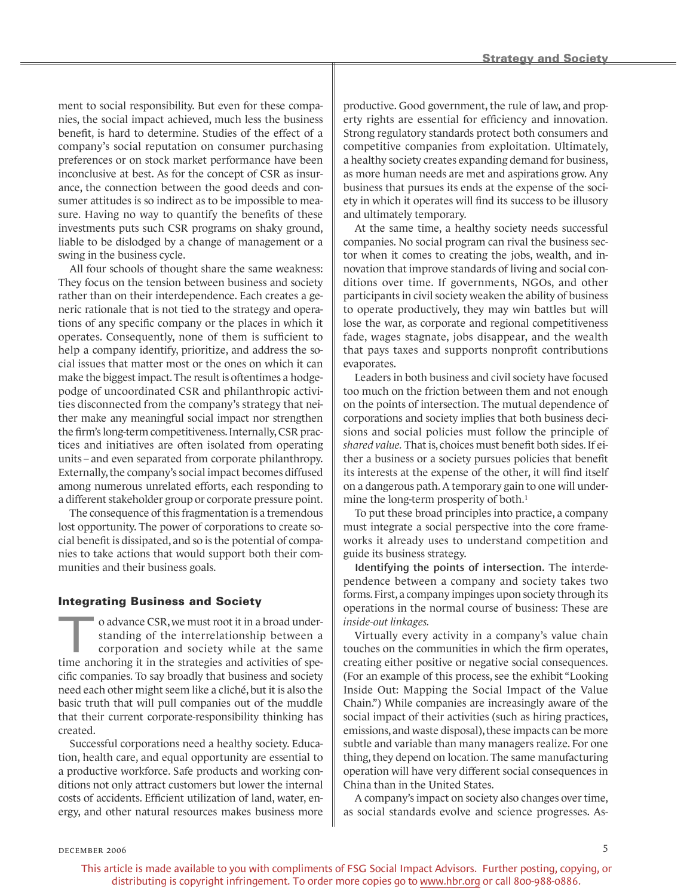ment to social responsibility. But even for these companies, the social impact achieved, much less the business benefit, is hard to determine. Studies of the effect of a company's social reputation on consumer purchasing preferences or on stock market performance have been inconclusive at best. As for the concept of CSR as insurance, the connection between the good deeds and consumer attitudes is so indirect as to be impossible to measure. Having no way to quantify the benefits of these investments puts such CSR programs on shaky ground, liable to be dislodged by a change of management or a swing in the business cycle.

All four schools of thought share the same weakness: They focus on the tension between business and society rather than on their interdependence. Each creates a generic rationale that is not tied to the strategy and operations of any specific company or the places in which it operates. Consequently, none of them is sufficient to help a company identify, prioritize, and address the social issues that matter most or the ones on which it can make the biggest impact. The result is oftentimes a hodgepodge of uncoordinated CSR and philanthropic activities disconnected from the company's strategy that neither make any meaningful social impact nor strengthen the firm's long-term competitiveness. Internally, CSR practices and initiatives are often isolated from operating units – and even separated from corporate philanthropy. Externally, the company's social impact becomes diffused among numerous unrelated efforts, each responding to a different stakeholder group or corporate pressure point.

The consequence of this fragmentation is a tremendous lost opportunity. The power of corporations to create social benefit is dissipated, and so is the potential of companies to take actions that would support both their communities and their business goals.

## Integrating Business and Society

To advance CSR, we must root it in a broad understanding of the interrelationship between a corporation and society while at the same time anchoring it in the strategies and activities of specific companies. To say broadly that business and society need each other might seem like a cliché, but it is also the basic truth that will pull companies out of the muddle that their current corporate-responsibility thinking has created.

Successful corporations need a healthy society. Education, health care, and equal opportunity are essential to a productive workforce. Safe products and working conditions not only attract customers but lower the internal costs of accidents. Efficient utilization of land, water, energy, and other natural resources makes business more productive. Good government, the rule of law, and property rights are essential for efficiency and innovation. Strong regulatory standards protect both consumers and competitive companies from exploitation. Ultimately, a healthy society creates expanding demand for business, as more human needs are met and aspirations grow. Any business that pursues its ends at the expense of the society in which it operates will find its success to be illusory and ultimately temporary.

At the same time, a healthy society needs successful companies. No social program can rival the business sector when it comes to creating the jobs, wealth, and innovation that improve standards of living and social conditions over time. If governments, NGOs, and other participants in civil society weaken the ability of business to operate productively, they may win battles but will lose the war, as corporate and regional competitiveness fade, wages stagnate, jobs disappear, and the wealth that pays taxes and supports nonprofit contributions evaporates.

Leaders in both business and civil society have focused too much on the friction between them and not enough on the points of intersection. The mutual dependence of corporations and society implies that both business decisions and social policies must follow the principle of *shared value.* That is, choices must benefit both sides. If either a business or a society pursues policies that benefit its interests at the expense of the other, it will find itself on a dangerous path. A temporary gain to one will undermine the long-term prosperity of both.[1]

To put these broad principles into practice, a company must integrate a social perspective into the core frameworks it already uses to understand competition and guide its business strategy.

**Identifying the points of intersection.** The interdependence between a company and society takes two forms. First, a company impinges upon society through its operations in the normal course of business: These are *inside-out linkages.*

Virtually every activity in a company's value chain touches on the communities in which the firm operates, creating either positive or negative social consequences. (For an example of this process, see the exhibit "Looking Inside Out: Mapping the Social Impact of the Value Chain.") While companies are increasingly aware of the social impact of their activities (such as hiring practices, emissions, and waste disposal), these impacts can be more subtle and variable than many managers realize. For one thing, they depend on location. The same manufacturing operation will have very different social consequences in China than in the United States.

A company's impact on society also changes over time, as social standards evolve and science progresses. As-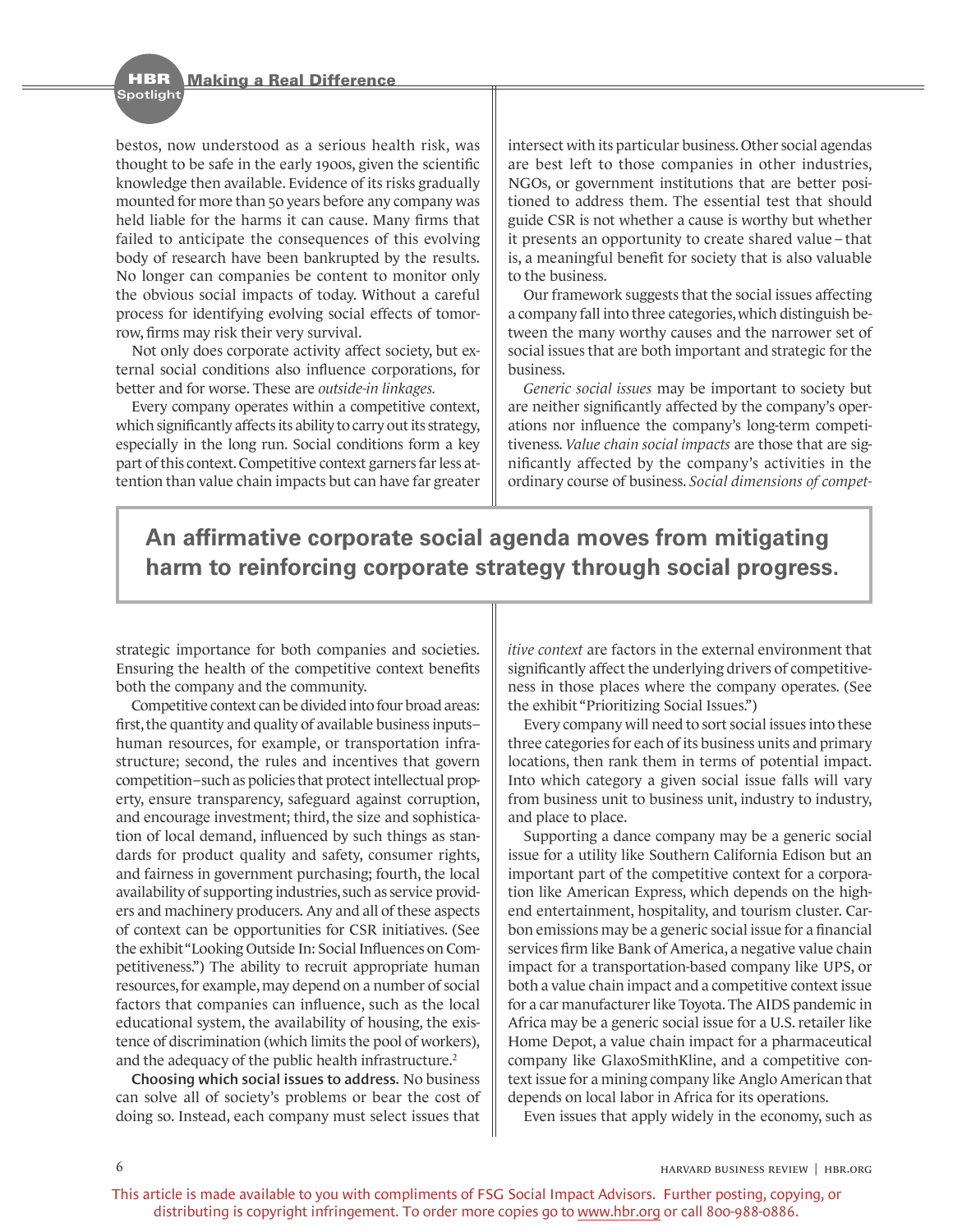bestos, now understood as a serious health risk, was thought to be safe in the early 1900s, given the scientific knowledge then available. Evidence of its risks gradually mounted for more than 50 years before any company was held liable for the harms it can cause. Many firms that failed to anticipate the consequences of this evolving body of research have been bankrupted by the results. No longer can companies be content to monitor only the obvious social impacts of today. Without a careful process for identifying evolving social effects of tomorrow, firms may risk their very survival.

Not only does corporate activity affect society, but external social conditions also influence corporations, for better and for worse. These are *outside-in linkages.*

Every company operates within a competitive context, which significantly affects its ability to carry out its strategy, especially in the long run. Social conditions form a key part of this context. Competitive context garners far less attention than value chain impacts but can have far greater strategic importance for both companies and societies. Ensuring the health of the competitive context benefits both the company and the community.

Competitive context can be divided into four broad areas: first, the quantity and quality of available business inputs–human resources, for example, or transportation infrastructure; second, the rules and incentives that govern competition–such as policies that protect intellectual property, ensure transparency, safeguard against corruption, and encourage investment; third, the size and sophistication of local demand, influenced by such things as standards for product quality and safety, consumer rights, and fairness in government purchasing; fourth, the local availability of supporting industries, such as service providers and machinery producers. Any and all of these aspects of context can be opportunities for CSR initiatives. (See the exhibit "Looking Outside In: Social Influences on Competitiveness.") The ability to recruit appropriate human resources, for example, may depend on a number of social factors that companies can influence, such as the local educational system, the availability of housing, the existence of discrimination (which limits the pool of workers), and the adequacy of the public health infrastructure.[2]

**Choosing which social issues to address.** No business can solve all of society's problems or bear the cost of doing so. Instead, each company must select issues that intersect with its particular business. Other social agendas are best left to those companies in other industries, NGOs, or government institutions that are better positioned to address them. The essential test that should guide CSR is not whether a cause is worthy but whether it presents an opportunity to create shared value–that is, a meaningful benefit for society that is also valuable to the business.

Our framework suggests that the social issues affecting a company fall into three categories, which distinguish between the many worthy causes and the narrower set of social issues that are both important and strategic for the business.

*Generic social issues* may be important to society but are neither significantly affected by the company's operations nor influence the company's long-term competitiveness. *Value chain social impacts* are those that are significantly affected by the company's activities in the ordinary course of business. *Social dimensions of competitive context* are factors in the external environment that significantly affect the underlying drivers of competitiveness in those places where the company operates. (See the exhibit "Prioritizing Social Issues.")

**An affirmative corporate social agenda moves from mitigating harm to reinforcing corporate strategy through social progress.**

Every company will need to sort social issues into these three categories for each of its business units and primary locations, then rank them in terms of potential impact. Into which category a given social issue falls will vary from business unit to business unit, industry to industry, and place to place.

Supporting a dance company may be a generic social issue for a utility like Southern California Edison but an important part of the competitive context for a corporation like American Express, which depends on the high-end entertainment, hospitality, and tourism cluster. Carbon emissions may be a generic social issue for a financial services firm like Bank of America, a negative value chain impact for a transportation-based company like UPS, or both a value chain impact and a competitive context issue for a car manufacturer like Toyota. The AIDS pandemic in Africa may be a generic social issue for a U.S. retailer like Home Depot, a value chain impact for a pharmaceutical company like GlaxoSmithKline, and a competitive context issue for a mining company like Anglo American that depends on local labor in Africa for its operations.

Even issues that apply widely in the economy, such as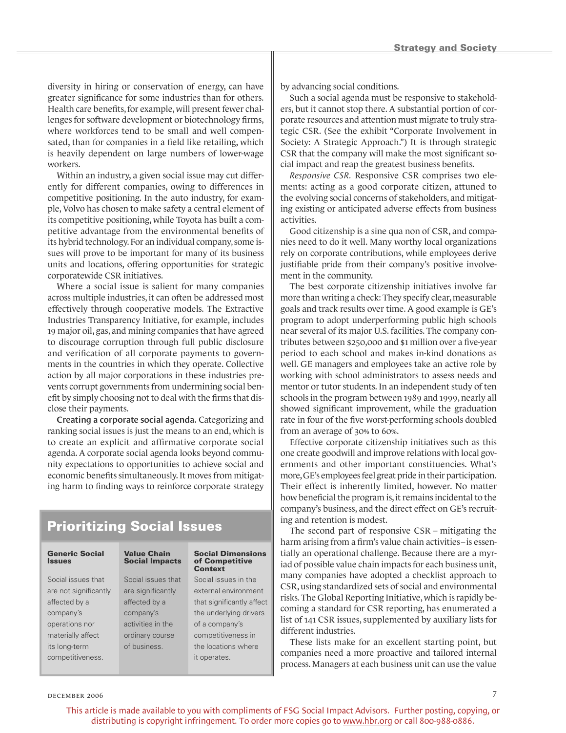diversity in hiring or conservation of energy, can have greater significance for some industries than for others. Health care benefits, for example, will present fewer challenges for software development or biotechnology firms, where workforces tend to be small and well compensated, than for companies in a field like retailing, which is heavily dependent on large numbers of lower-wage workers.

Within an industry, a given social issue may cut differently for different companies, owing to differences in competitive positioning. In the auto industry, for example, Volvo has chosen to make safety a central element of its competitive positioning, while Toyota has built a competitive advantage from the environmental benefits of its hybrid technology. For an individual company, some issues will prove to be important for many of its business units and locations, offering opportunities for strategic corporatewide CSR initiatives.

Where a social issue is salient for many companies across multiple industries, it can often be addressed most effectively through cooperative models. The Extractive Industries Transparency Initiative, for example, includes 19 major oil, gas, and mining companies that have agreed to discourage corruption through full public disclosure and verification of all corporate payments to governments in the countries in which they operate. Collective action by all major corporations in these industries prevents corrupt governments from undermining social benefit by simply choosing not to deal with the firms that disclose their payments.

**Creating a corporate social agenda.** Categorizing and ranking social issues is just the means to an end, which is to create an explicit and affirmative corporate social agenda. A corporate social agenda looks beyond community expectations to opportunities to achieve social and economic benefits simultaneously. It moves from mitigating harm to finding ways to reinforce corporate strategy by advancing social conditions.

Such a social agenda must be responsive to stakeholders, but it cannot stop there. A substantial portion of corporate resources and attention must migrate to truly strategic CSR. (See the exhibit "Corporate Involvement in Society: A Strategic Approach.") It is through strategic CSR that the company will make the most significant social impact and reap the greatest business benefits.

*Responsive CSR.* Responsive CSR comprises two elements: acting as a good corporate citizen, attuned to the evolving social concerns of stakeholders, and mitigating existing or anticipated adverse effects from business activities.

Good citizenship is a sine qua non of CSR, and companies need to do it well. Many worthy local organizations rely on corporate contributions, while employees derive justifiable pride from their company's positive involvement in the community.

The best corporate citizenship initiatives involve far more than writing a check: They specify clear, measurable goals and track results over time. A good example is GE's program to adopt underperforming public high schools near several of its major U.S. facilities. The company contributes between $250,000 and $1 million over a five-year period to each school and makes in-kind donations as well. GE managers and employees take an active role by working with school administrators to assess needs and mentor or tutor students. In an independent study of ten schools in the program between 1989 and 1999, nearly all showed significant improvement, while the graduation rate in four of the five worst-performing schools doubled from an average of 30% to 60%.

Effective corporate citizenship initiatives such as this one create goodwill and improve relations with local governments and other important constituencies. What's more, GE's employees feel great pride in their participation. Their effect is inherently limited, however. No matter how beneficial the program is, it remains incidental to the company's business, and the direct effect on GE's recruiting and retention is modest.

The second part of responsive CSR – mitigating the harm arising from a firm's value chain activities – is essentially an operational challenge. Because there are a myriad of possible value chain impacts for each business unit, many companies have adopted a checklist approach to CSR, using standardized sets of social and environmental risks. The Global Reporting Initiative, which is rapidly becoming a standard for CSR reporting, has enumerated a list of 141 CSR issues, supplemented by auxiliary lists for different industries.

These lists make for an excellent starting point, but companies need a more proactive and tailored internal process. Managers at each business unit can use the value

## Prioritizing Social Issues

| Generic Social Issues | Value Chain Social Impacts | Social Dimensions of Competitive Context |
|---|---|---|
| Social issues that are not significantly affected by a company's operations nor materially affect its long-term competitiveness. | Social issues that are significantly affected by a company's activities in the ordinary course of business. | Social issues in the external environment that significantly affect the underlying drivers of a company's competitiveness in the locations where it operates. |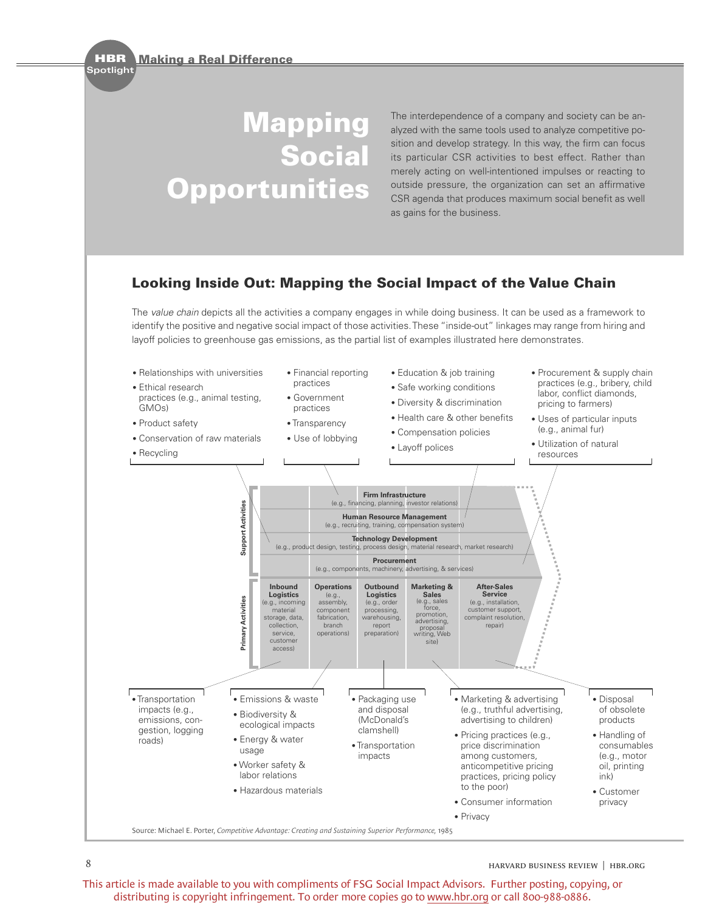# Mapping Social Opportunities

The interdependence of a company and society can be analyzed with the same tools used to analyze competitive position and develop strategy. In this way, the firm can focus its particular CSR activities to best effect. Rather than merely acting on well-intentioned impulses or reacting to outside pressure, the organization can set an affirmative CSR agenda that produces maximum social benefit as well as gains for the business.

## Looking Inside Out: Mapping the Social Impact of the Value Chain

The *value chain* depicts all the activities a company engages in while doing business. It can be used as a framework to identify the positive and negative social impact of those activities. These "inside-out" linkages may range from hiring and layoff policies to greenhouse gas emissions, as the partial list of examples illustrated here demonstrates.

**Support Activities**

**Firm Infrastructure** (e.g., financing, planning, investor relations)

- Financial reporting practices
- Government practices
- Transparency
- Use of lobbying

**Human Resource Management** (e.g., recruiting, training, compensation system)

- Education & job training
- Safe working conditions
- Diversity & discrimination
- Health care & other benefits
- Compensation policies
- Layoff polices

**Technology Development** (e.g., product design, testing, process design, material research, market research)

- Relationships with universities
- Ethical research practices (e.g., animal testing, GMOs)
- Product safety
- Conservation of raw materials
- Recycling

**Procurement** (e.g., components, machinery, advertising, & services)

- Procurement & supply chain practices (e.g., bribery, child labor, conflict diamonds, pricing to farmers)
- Uses of particular inputs (e.g., animal fur)
- Utilization of natural resources

**Primary Activities**

**Inbound Logistics** (e.g., incoming material storage, data, collection, service, customer access)

- Transportation impacts (e.g., emissions, congestion, logging roads)

**Operations** (e.g., assembly, component fabrication, branch operations)

- Emissions & waste
- Biodiversity & ecological impacts
- Energy & water usage
- Worker safety & labor relations
- Hazardous materials

**Outbound Logistics** (e.g., order processing, warehousing, report preparation)

- Packaging use and disposal (McDonald's clamshell)
- Transportation impacts

**Marketing & Sales** (e.g., sales force, promotion, advertising, proposal writing, Web site)

- Marketing & advertising (e.g., truthful advertising, advertising to children)
- Pricing practices (e.g., price discrimination among customers, anticompetitive pricing practices, pricing policy to the poor)
- Consumer information
- Privacy

**After-Sales Service** (e.g., installation, customer support, complaint resolution, repair)

- Disposal of obsolete products
- Handling of consumables (e.g., motor oil, printing ink)
- Customer privacy

Source: Michael E. Porter, *Competitive Advantage: Creating and Sustaining Superior Performance,* 1985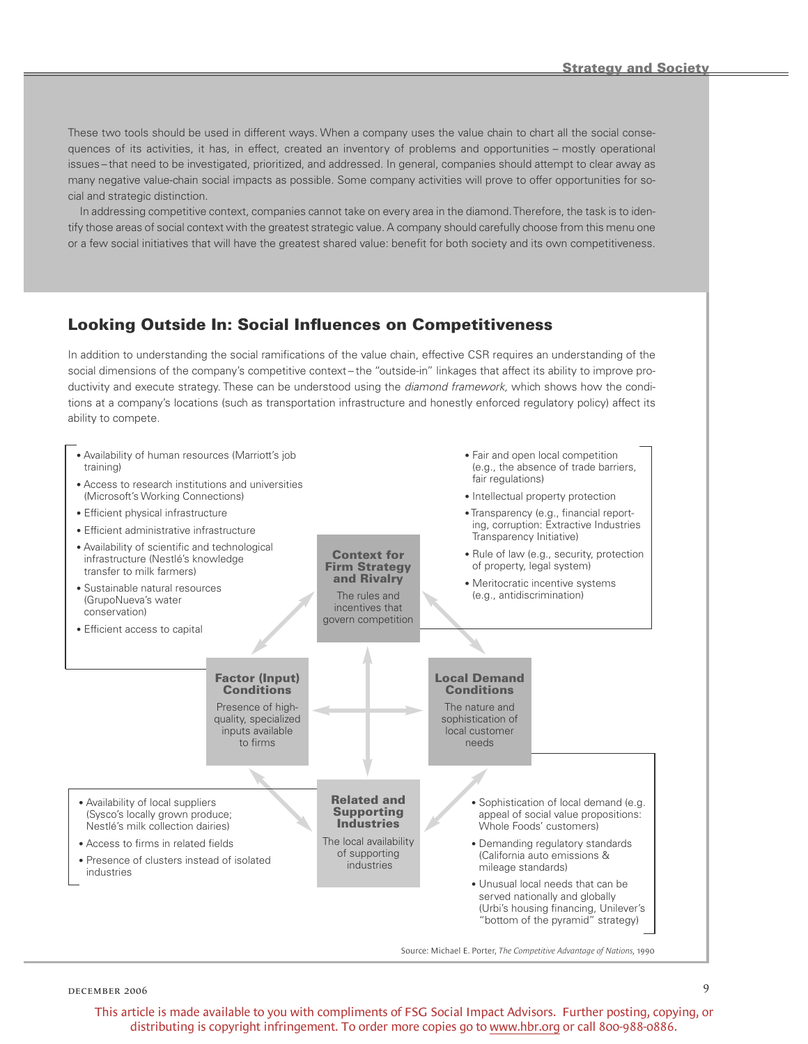These two tools should be used in different ways. When a company uses the value chain to chart all the social consequences of its activities, it has, in effect, created an inventory of problems and opportunities – mostly operational issues – that need to be investigated, prioritized, and addressed. In general, companies should attempt to clear away as many negative value-chain social impacts as possible. Some company activities will prove to offer opportunities for social and strategic distinction.

In addressing competitive context, companies cannot take on every area in the diamond. Therefore, the task is to identify those areas of social context with the greatest strategic value. A company should carefully choose from this menu one or a few social initiatives that will have the greatest shared value: benefit for both society and its own competitiveness.

## Looking Outside In: Social Influences on Competitiveness

In addition to understanding the social ramifications of the value chain, effective CSR requires an understanding of the social dimensions of the company's competitive context – the "outside-in" linkages that affect its ability to improve productivity and execute strategy. These can be understood using the *diamond framework,* which shows how the conditions at a company's locations (such as transportation infrastructure and honestly enforced regulatory policy) affect its ability to compete.

**Context for Firm Strategy and Rivalry**
The rules and incentives that govern competition

- Fair and open local competition (e.g., the absence of trade barriers, fair regulations)
- Intellectual property protection
- Transparency (e.g., financial reporting, corruption: Extractive Industries Transparency Initiative)
- Rule of law (e.g., security, protection of property, legal system)
- Meritocratic incentive systems (e.g., antidiscrimination)

**Factor (Input) Conditions**
Presence of high-quality, specialized inputs available to firms

- Availability of human resources (Marriott's job training)
- Access to research institutions and universities (Microsoft's Working Connections)
- Efficient physical infrastructure
- Efficient administrative infrastructure
- Availability of scientific and technological infrastructure (Nestlé's knowledge transfer to milk farmers)
- Sustainable natural resources (GrupoNueva's water conservation)
- Efficient access to capital

**Local Demand Conditions**
The nature and sophistication of local customer needs

- Sophistication of local demand (e.g. appeal of social value propositions: Whole Foods' customers)
- Demanding regulatory standards (California auto emissions & mileage standards)
- Unusual local needs that can be served nationally and globally (Urbi's housing financing, Unilever's "bottom of the pyramid" strategy)

**Related and Supporting Industries**
The local availability of supporting industries

- Availability of local suppliers (Sysco's locally grown produce; Nestlé's milk collection dairies)
- Access to firms in related fields
- Presence of clusters instead of isolated industries

Source: Michael E. Porter, *The Competitive Advantage of Nations*, 1990

This article is made available to you with compliments of FSG Social Impact Advisors. Further posting, copying, or distributing is copyright infringement. To order more copies go to www.hbr.org or call 800-988-0886.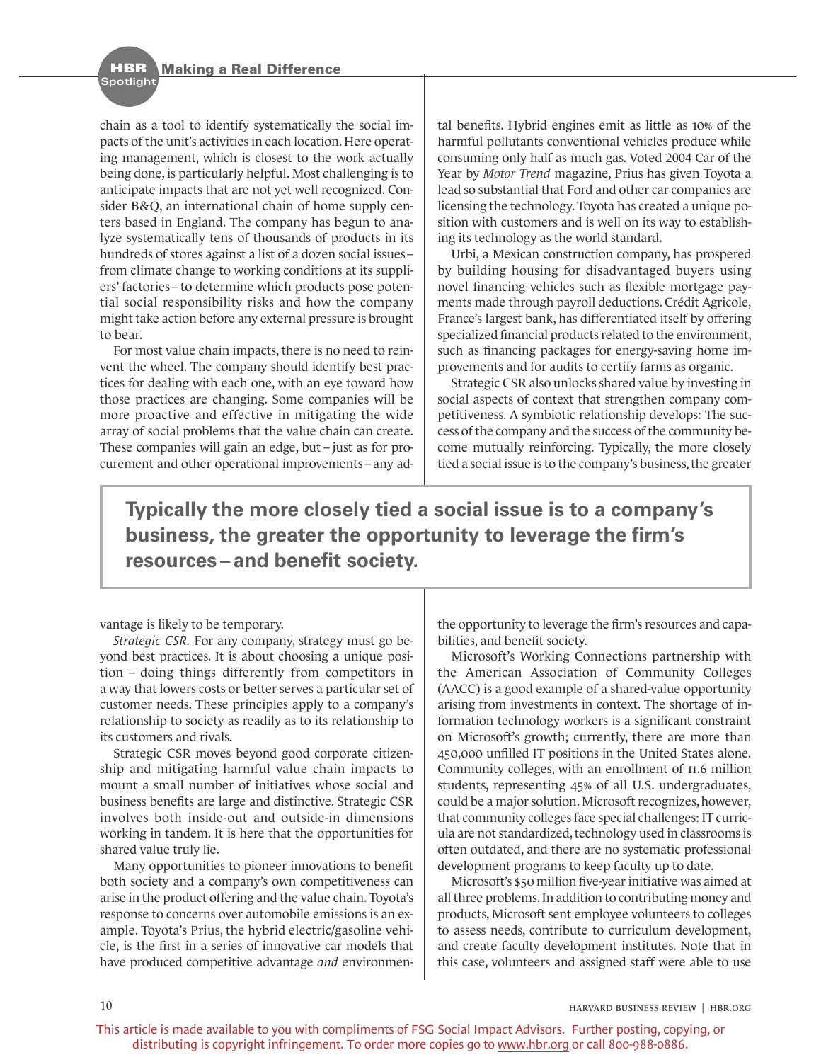chain as a tool to identify systematically the social impacts of the unit's activities in each location. Here operating management, which is closest to the work actually being done, is particularly helpful. Most challenging is to anticipate impacts that are not yet well recognized. Consider B&Q, an international chain of home supply centers based in England. The company has begun to analyze systematically tens of thousands of products in its hundreds of stores against a list of a dozen social issues – from climate change to working conditions at its suppliers' factories – to determine which products pose potential social responsibility risks and how the company might take action before any external pressure is brought to bear.

For most value chain impacts, there is no need to reinvent the wheel. The company should identify best practices for dealing with each one, with an eye toward how those practices are changing. Some companies will be more proactive and effective in mitigating the wide array of social problems that the value chain can create. These companies will gain an edge, but – just as for procurement and other operational improvements – any advantage is likely to be temporary.

*Strategic CSR.* For any company, strategy must go beyond best practices. It is about choosing a unique position – doing things differently from competitors in a way that lowers costs or better serves a particular set of customer needs. These principles apply to a company's relationship to society as readily as to its relationship to its customers and rivals.

Strategic CSR moves beyond good corporate citizenship and mitigating harmful value chain impacts to mount a small number of initiatives whose social and business benefits are large and distinctive. Strategic CSR involves both inside-out and outside-in dimensions working in tandem. It is here that the opportunities for shared value truly lie.

Many opportunities to pioneer innovations to benefit both society and a company's own competitiveness can arise in the product offering and the value chain. Toyota's response to concerns over automobile emissions is an example. Toyota's Prius, the hybrid electric/gasoline vehicle, is the first in a series of innovative car models that have produced competitive advantage *and* environmental benefits. Hybrid engines emit as little as 10% of the harmful pollutants conventional vehicles produce while consuming only half as much gas. Voted 2004 Car of the Year by *Motor Trend* magazine, Prius has given Toyota a lead so substantial that Ford and other car companies are licensing the technology. Toyota has created a unique position with customers and is well on its way to establishing its technology as the world standard.

Urbi, a Mexican construction company, has prospered by building housing for disadvantaged buyers using novel financing vehicles such as flexible mortgage payments made through payroll deductions. Crédit Agricole, France's largest bank, has differentiated itself by offering specialized financial products related to the environment, such as financing packages for energy-saving home improvements and for audits to certify farms as organic.

Strategic CSR also unlocks shared value by investing in social aspects of context that strengthen company competitiveness. A symbiotic relationship develops: The success of the company and the success of the community become mutually reinforcing. Typically, the more closely tied a social issue is to the company's business, the greater the opportunity to leverage the firm's resources and capabilities, and benefit society.

> **Typically the more closely tied a social issue is to a company's business, the greater the opportunity to leverage the firm's resources – and benefit society.**

Microsoft's Working Connections partnership with the American Association of Community Colleges (AACC) is a good example of a shared-value opportunity arising from investments in context. The shortage of information technology workers is a significant constraint on Microsoft's growth; currently, there are more than 450,000 unfilled IT positions in the United States alone. Community colleges, with an enrollment of 11.6 million students, representing 45% of all U.S. undergraduates, could be a major solution. Microsoft recognizes, however, that community colleges face special challenges: IT curricula are not standardized, technology used in classrooms is often outdated, and there are no systematic professional development programs to keep faculty up to date.

Microsoft's $50 million five-year initiative was aimed at all three problems. In addition to contributing money and products, Microsoft sent employee volunteers to colleges to assess needs, contribute to curriculum development, and create faculty development institutes. Note that in this case, volunteers and assigned staff were able to use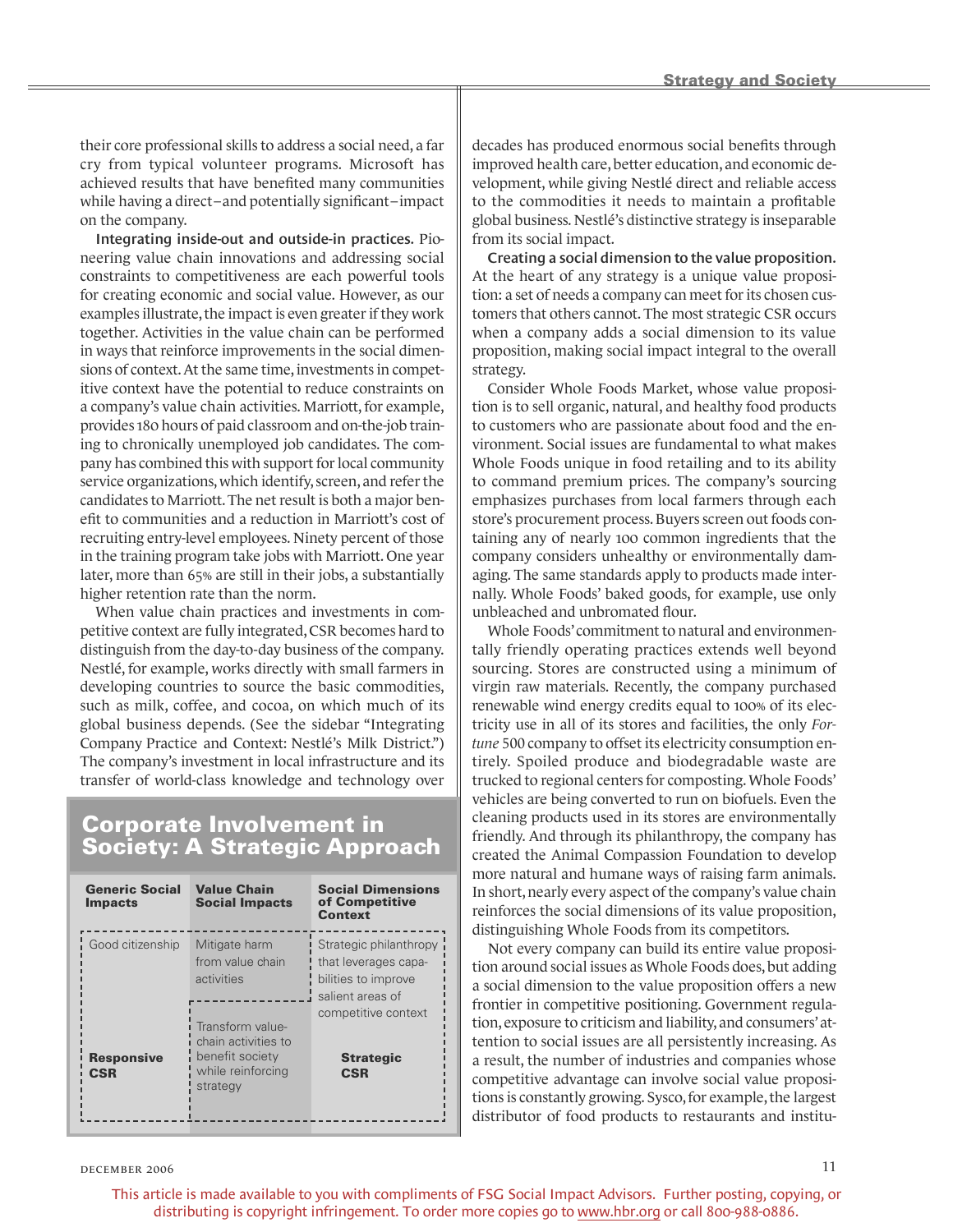their core professional skills to address a social need, a far cry from typical volunteer programs. Microsoft has achieved results that have benefited many communities while having a direct–and potentially significant–impact on the company.

**Integrating inside-out and outside-in practices.** Pioneering value chain innovations and addressing social constraints to competitiveness are each powerful tools for creating economic and social value. However, as our examples illustrate, the impact is even greater if they work together. Activities in the value chain can be performed in ways that reinforce improvements in the social dimensions of context. At the same time, investments in competitive context have the potential to reduce constraints on a company's value chain activities. Marriott, for example, provides 180 hours of paid classroom and on-the-job training to chronically unemployed job candidates. The company has combined this with support for local community service organizations, which identify, screen, and refer the candidates to Marriott. The net result is both a major benefit to communities and a reduction in Marriott's cost of recruiting entry-level employees. Ninety percent of those in the training program take jobs with Marriott. One year later, more than 65% are still in their jobs, a substantially higher retention rate than the norm.

When value chain practices and investments in competitive context are fully integrated, CSR becomes hard to distinguish from the day-to-day business of the company. Nestlé, for example, works directly with small farmers in developing countries to source the basic commodities, such as milk, coffee, and cocoa, on which much of its global business depends. (See the sidebar "Integrating Company Practice and Context: Nestlé's Milk District.") The company's investment in local infrastructure and its transfer of world-class knowledge and technology over decades has produced enormous social benefits through improved health care, better education, and economic development, while giving Nestlé direct and reliable access to the commodities it needs to maintain a profitable global business. Nestlé's distinctive strategy is inseparable from its social impact.

## Corporate Involvement in Society: A Strategic Approach

| Generic Social Impacts | Value Chain Social Impacts | Social Dimensions of Competitive Context |
|---|---|---|
| Good citizenship | Mitigate harm from value chain activities | Strategic philanthropy that leverages capabilities to improve salient areas of competitive context |
| | Transform value-chain activities to benefit society while reinforcing strategy | |
| **Responsive CSR** | | **Strategic CSR** |

**Creating a social dimension to the value proposition.** At the heart of any strategy is a unique value proposition: a set of needs a company can meet for its chosen customers that others cannot. The most strategic CSR occurs when a company adds a social dimension to its value proposition, making social impact integral to the overall strategy.

Consider Whole Foods Market, whose value proposition is to sell organic, natural, and healthy food products to customers who are passionate about food and the environment. Social issues are fundamental to what makes Whole Foods unique in food retailing and to its ability to command premium prices. The company's sourcing emphasizes purchases from local farmers through each store's procurement process. Buyers screen out foods containing any of nearly 100 common ingredients that the company considers unhealthy or environmentally damaging. The same standards apply to products made internally. Whole Foods' baked goods, for example, use only unbleached and unbromated flour.

Whole Foods' commitment to natural and environmentally friendly operating practices extends well beyond sourcing. Stores are constructed using a minimum of virgin raw materials. Recently, the company purchased renewable wind energy credits equal to 100% of its electricity use in all of its stores and facilities, the only *Fortune* 500 company to offset its electricity consumption entirely. Spoiled produce and biodegradable waste are trucked to regional centers for composting. Whole Foods' vehicles are being converted to run on biofuels. Even the cleaning products used in its stores are environmentally friendly. And through its philanthropy, the company has created the Animal Compassion Foundation to develop more natural and humane ways of raising farm animals. In short, nearly every aspect of the company's value chain reinforces the social dimensions of its value proposition, distinguishing Whole Foods from its competitors.

Not every company can build its entire value proposition around social issues as Whole Foods does, but adding a social dimension to the value proposition offers a new frontier in competitive positioning. Government regulation, exposure to criticism and liability, and consumers' attention to social issues are all persistently increasing. As a result, the number of industries and companies whose competitive advantage can involve social value propositions is constantly growing. Sysco, for example, the largest distributor of food products to restaurants and institu-

This article is made available to you with compliments of FSG Social Impact Advisors. Further posting, copying, or distributing is copyright infringement. To order more copies go to www.hbr.org or call 800-988-0886.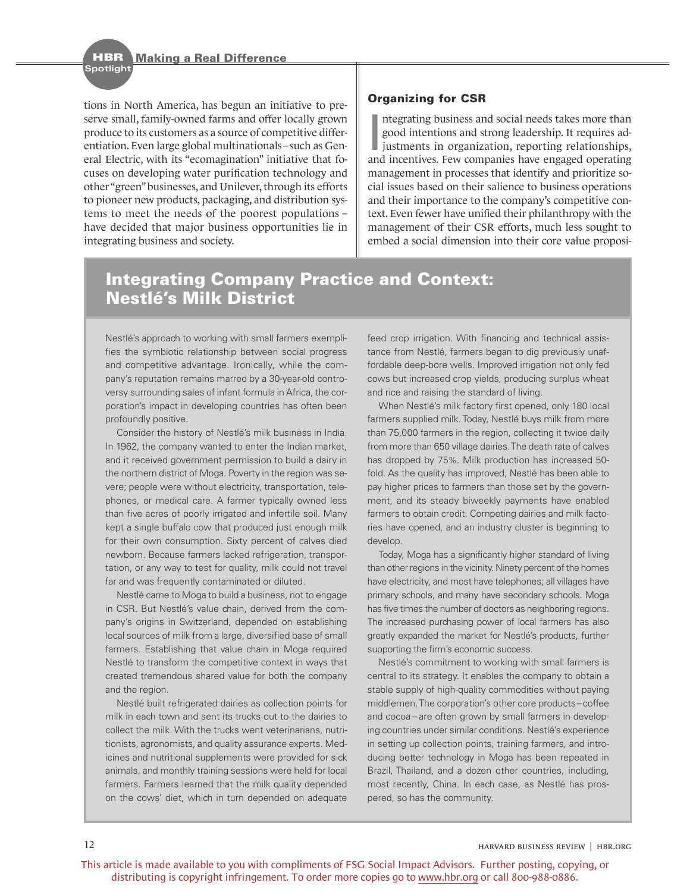tions in North America, has begun an initiative to preserve small, family-owned farms and offer locally grown produce to its customers as a source of competitive differentiation. Even large global multinationals–such as General Electric, with its "ecomagination" initiative that focuses on developing water purification technology and other "green" businesses, and Unilever, through its efforts to pioneer new products, packaging, and distribution systems to meet the needs of the poorest populations–have decided that major business opportunities lie in integrating business and society.

### Organizing for CSR

Integrating business and social needs takes more than good intentions and strong leadership. It requires adjustments in organization, reporting relationships, and incentives. Few companies have engaged operating management in processes that identify and prioritize social issues based on their salience to business operations and their importance to the company's competitive context. Even fewer have unified their philanthropy with the management of their CSR efforts, much less sought to embed a social dimension into their core value proposi-

## Integrating Company Practice and Context: Nestlé's Milk District

Nestlé's approach to working with small farmers exemplifies the symbiotic relationship between social progress and competitive advantage. Ironically, while the company's reputation remains marred by a 30-year-old controversy surrounding sales of infant formula in Africa, the corporation's impact in developing countries has often been profoundly positive.

Consider the history of Nestlé's milk business in India. In 1962, the company wanted to enter the Indian market, and it received government permission to build a dairy in the northern district of Moga. Poverty in the region was severe; people were without electricity, transportation, telephones, or medical care. A farmer typically owned less than five acres of poorly irrigated and infertile soil. Many kept a single buffalo cow that produced just enough milk for their own consumption. Sixty percent of calves died newborn. Because farmers lacked refrigeration, transportation, or any way to test for quality, milk could not travel far and was frequently contaminated or diluted.

Nestlé came to Moga to build a business, not to engage in CSR. But Nestlé's value chain, derived from the company's origins in Switzerland, depended on establishing local sources of milk from a large, diversified base of small farmers. Establishing that value chain in Moga required Nestlé to transform the competitive context in ways that created tremendous shared value for both the company and the region.

Nestlé built refrigerated dairies as collection points for milk in each town and sent its trucks out to the dairies to collect the milk. With the trucks went veterinarians, nutritionists, agronomists, and quality assurance experts. Medicines and nutritional supplements were provided for sick animals, and monthly training sessions were held for local farmers. Farmers learned that the milk quality depended on the cows' diet, which in turn depended on adequate feed crop irrigation. With financing and technical assistance from Nestlé, farmers began to dig previously unaffordable deep-bore wells. Improved irrigation not only fed cows but increased crop yields, producing surplus wheat and rice and raising the standard of living.

When Nestlé's milk factory first opened, only 180 local farmers supplied milk. Today, Nestlé buys milk from more than 75,000 farmers in the region, collecting it twice daily from more than 650 village dairies. The death rate of calves has dropped by 75%. Milk production has increased 50-fold. As the quality has improved, Nestlé has been able to pay higher prices to farmers than those set by the government, and its steady biweekly payments have enabled farmers to obtain credit. Competing dairies and milk factories have opened, and an industry cluster is beginning to develop.

Today, Moga has a significantly higher standard of living than other regions in the vicinity. Ninety percent of the homes have electricity, and most have telephones; all villages have primary schools, and many have secondary schools. Moga has five times the number of doctors as neighboring regions. The increased purchasing power of local farmers has also greatly expanded the market for Nestlé's products, further supporting the firm's economic success.

Nestlé's commitment to working with small farmers is central to its strategy. It enables the company to obtain a stable supply of high-quality commodities without paying middlemen. The corporation's other core products–coffee and cocoa–are often grown by small farmers in developing countries under similar conditions. Nestlé's experience in setting up collection points, training farmers, and introducing better technology in Moga has been repeated in Brazil, Thailand, and a dozen other countries, including, most recently, China. In each case, as Nestlé has prospered, so has the community.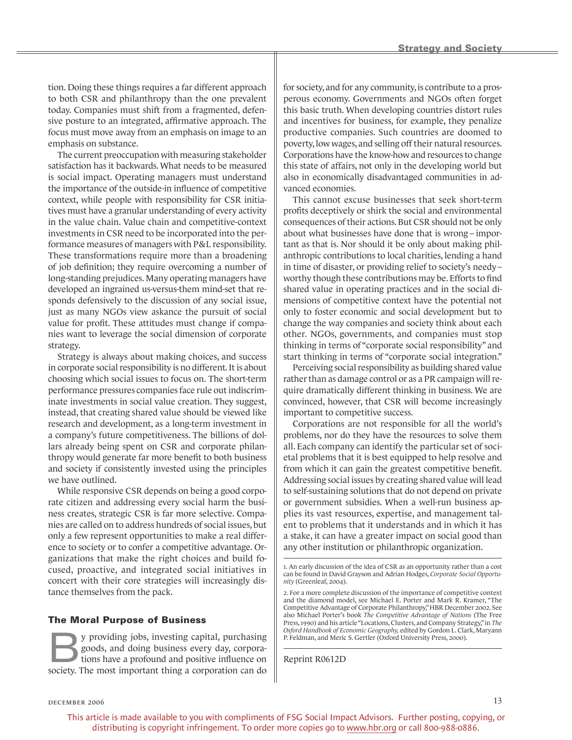tion. Doing these things requires a far different approach to both CSR and philanthropy than the one prevalent today. Companies must shift from a fragmented, defensive posture to an integrated, affirmative approach. The focus must move away from an emphasis on image to an emphasis on substance.

The current preoccupation with measuring stakeholder satisfaction has it backwards. What needs to be measured is social impact. Operating managers must understand the importance of the outside-in influence of competitive context, while people with responsibility for CSR initiatives must have a granular understanding of every activity in the value chain. Value chain and competitive-context investments in CSR need to be incorporated into the performance measures of managers with P&L responsibility. These transformations require more than a broadening of job definition; they require overcoming a number of long-standing prejudices. Many operating managers have developed an ingrained us-versus-them mind-set that responds defensively to the discussion of any social issue, just as many NGOs view askance the pursuit of social value for profit. These attitudes must change if companies want to leverage the social dimension of corporate strategy.

Strategy is always about making choices, and success in corporate social responsibility is no different. It is about choosing which social issues to focus on. The short-term performance pressures companies face rule out indiscriminate investments in social value creation. They suggest, instead, that creating shared value should be viewed like research and development, as a long-term investment in a company's future competitiveness. The billions of dollars already being spent on CSR and corporate philanthropy would generate far more benefit to both business and society if consistently invested using the principles we have outlined.

While responsive CSR depends on being a good corporate citizen and addressing every social harm the business creates, strategic CSR is far more selective. Companies are called on to address hundreds of social issues, but only a few represent opportunities to make a real difference to society or to confer a competitive advantage. Organizations that make the right choices and build focused, proactive, and integrated social initiatives in concert with their core strategies will increasingly distance themselves from the pack.

## The Moral Purpose of Business

By providing jobs, investing capital, purchasing goods, and doing business every day, corporations have a profound and positive influence on society. The most important thing a corporation can do for society, and for any community, is contribute to a prosperous economy. Governments and NGOs often forget this basic truth. When developing countries distort rules and incentives for business, for example, they penalize productive companies. Such countries are doomed to poverty, low wages, and selling off their natural resources. Corporations have the know-how and resources to change this state of affairs, not only in the developing world but also in economically disadvantaged communities in advanced economies.

This cannot excuse businesses that seek short-term profits deceptively or shirk the social and environmental consequences of their actions. But CSR should not be only about what businesses have done that is wrong – important as that is. Nor should it be only about making philanthropic contributions to local charities, lending a hand in time of disaster, or providing relief to society's needy – worthy though these contributions may be. Efforts to find shared value in operating practices and in the social dimensions of competitive context have the potential not only to foster economic and social development but to change the way companies and society think about each other. NGOs, governments, and companies must stop thinking in terms of "corporate social responsibility" and start thinking in terms of "corporate social integration."

Perceiving social responsibility as building shared value rather than as damage control or as a PR campaign will require dramatically different thinking in business. We are convinced, however, that CSR will become increasingly important to competitive success.

Corporations are not responsible for all the world's problems, nor do they have the resources to solve them all. Each company can identify the particular set of societal problems that it is best equipped to help resolve and from which it can gain the greatest competitive benefit. Addressing social issues by creating shared value will lead to self-sustaining solutions that do not depend on private or government subsidies. When a well-run business applies its vast resources, expertise, and management talent to problems that it understands and in which it has a stake, it can have a greater impact on social good than any other institution or philanthropic organization.

1. An early discussion of the idea of CSR as an opportunity rather than a cost can be found in David Grayson and Adrian Hodges, *Corporate Social Opportunity* (Greenleaf, 2004).

2. For a more complete discussion of the importance of competitive context and the diamond model, see Michael E. Porter and Mark R. Kramer, "The Competitive Advantage of Corporate Philanthropy," HBR December 2002. See also Michael Porter's book *The Competitive Advantage of Nations* (The Free Press, 1990) and his article "Locations, Clusters, and Company Strategy," in *The Oxford Handbook of Economic Geography*, edited by Gordon L. Clark, Maryann P. Feldman, and Meric S. Gertler (Oxford University Press, 2000).

Reprint R0612D

This article is made available to you with compliments of FSG Social Impact Advisors. Further posting, copying, or distributing is copyright infringement. To order more copies go to www.hbr.org or call 800-988-0886.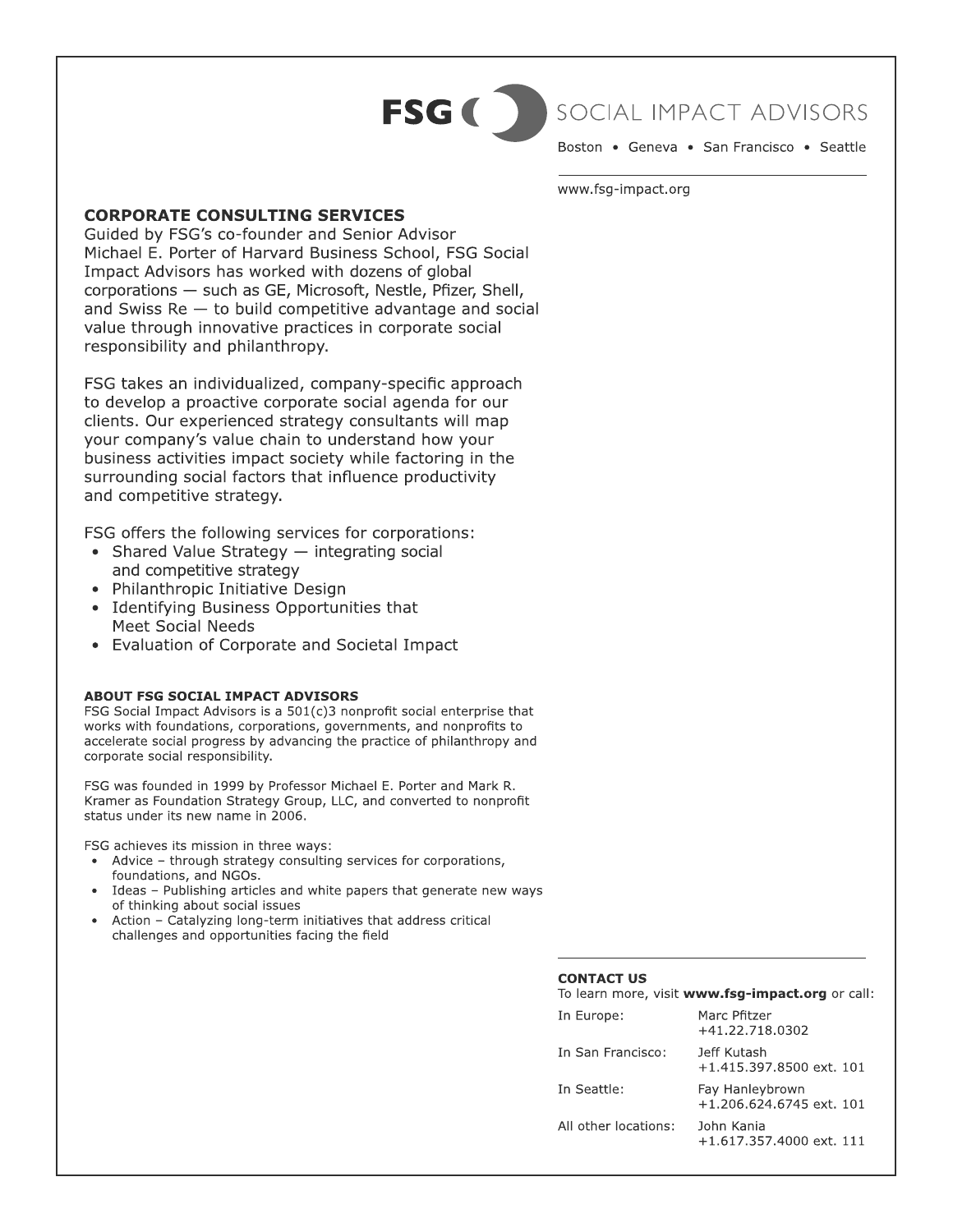FSG SOCIAL IMPACT ADVISORS

Boston • Geneva • San Francisco • Seattle

www.fsg-impact.org

## CORPORATE CONSULTING SERVICES

Guided by FSG's co-founder and Senior Advisor Michael E. Porter of Harvard Business School, FSG Social Impact Advisors has worked with dozens of global corporations — such as GE, Microsoft, Nestle, Pfizer, Shell, and Swiss Re — to build competitive advantage and social value through innovative practices in corporate social responsibility and philanthropy.

FSG takes an individualized, company-specific approach to develop a proactive corporate social agenda for our clients. Our experienced strategy consultants will map your company's value chain to understand how your business activities impact society while factoring in the surrounding social factors that influence productivity and competitive strategy.

FSG offers the following services for corporations:

- Shared Value Strategy — integrating social and competitive strategy
- Philanthropic Initiative Design
- Identifying Business Opportunities that Meet Social Needs
- Evaluation of Corporate and Societal Impact

### ABOUT FSG SOCIAL IMPACT ADVISORS

FSG Social Impact Advisors is a 501(c)3 nonprofit social enterprise that works with foundations, corporations, governments, and nonprofits to accelerate social progress by advancing the practice of philanthropy and corporate social responsibility.

FSG was founded in 1999 by Professor Michael E. Porter and Mark R. Kramer as Foundation Strategy Group, LLC, and converted to nonprofit status under its new name in 2006.

FSG achieves its mission in three ways:

- Advice – through strategy consulting services for corporations, foundations, and NGOs.
- Ideas – Publishing articles and white papers that generate new ways of thinking about social issues
- Action – Catalyzing long-term initiatives that address critical challenges and opportunities facing the field

### CONTACT US

To learn more, visit **www.fsg-impact.org** or call:

| | |
|---|---|
| In Europe: | Marc Pfitzer +41.22.718.0302 |
| In San Francisco: | Jeff Kutash +1.415.397.8500 ext. 101 |
| In Seattle: | Fay Hanleybrown +1.206.624.6745 ext. 101 |
| All other locations: | John Kania +1.617.357.4000 ext. 111 |